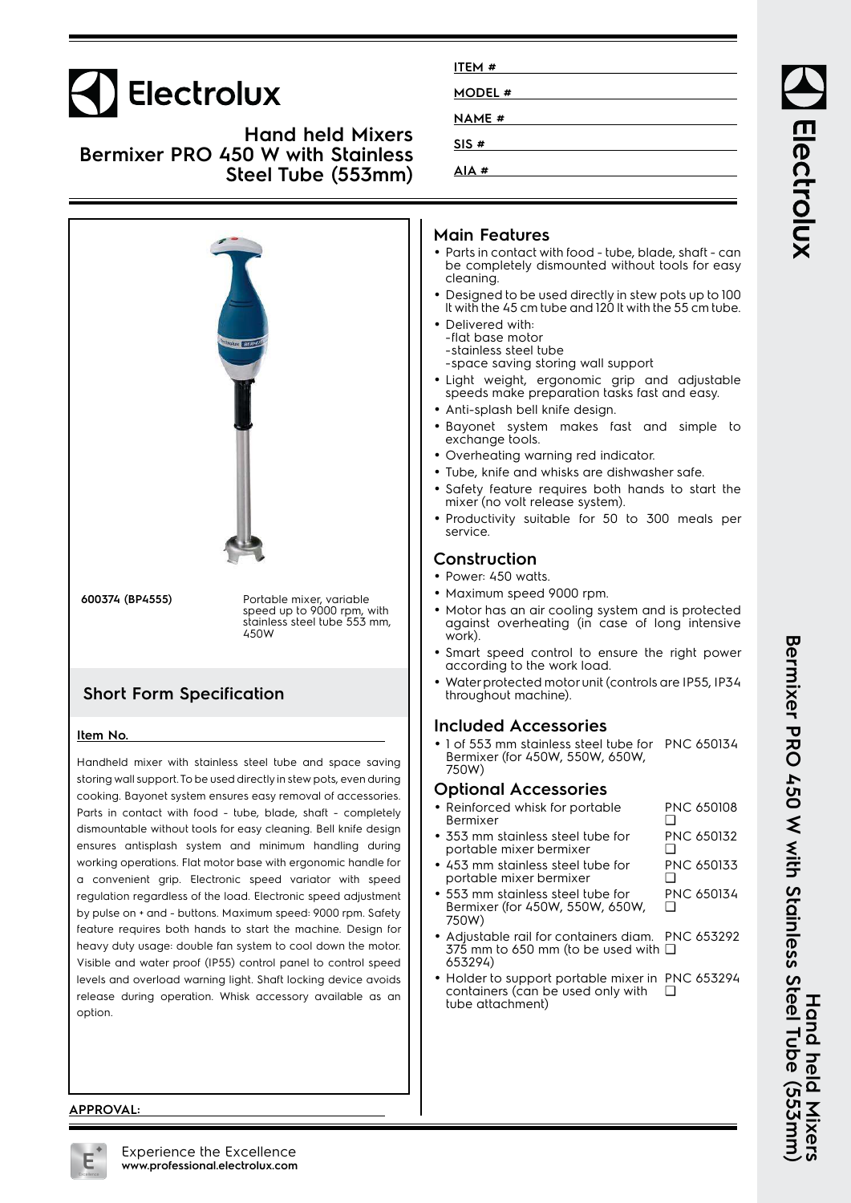# Electrolux

## Hand held Mixers
## Bermixer PRO 450 W with Stainless Steel Tube (553mm)

ITEM #

MODEL #

NAME #

SIS #

AIA #

| | |
|---|---|
| **600374 (BP4555)** | Portable mixer, variable speed up to 9000 rpm, with stainless steel tube 553 mm, 450W |

## Short Form Specification

**Item No.**

Handheld mixer with stainless steel tube and space saving storing wall support. To be used directly in stew pots, even during cooking. Bayonet system ensures easy removal of accessories. Parts in contact with food - tube, blade, shaft - completely dismountable without tools for easy cleaning. Bell knife design ensures antisplash system and minimum handling during working operations. Flat motor base with ergonomic handle for a convenient grip. Electronic speed variator with speed regulation regardless of the load. Electronic speed adjustment by pulse on + and - buttons. Maximum speed: 9000 rpm. Safety feature requires both hands to start the machine. Design for heavy duty usage: double fan system to cool down the motor. Visible and water proof (IP55) control panel to control speed levels and overload warning light. Shaft locking device avoids release during operation. Whisk accessory available as an option.

**APPROVAL:**

## Main Features

- Parts in contact with food - tube, blade, shaft - can be completely dismounted without tools for easy cleaning.
- Designed to be used directly in stew pots up to 100 lt with the 45 cm tube and 120 lt with the 55 cm tube.
- Delivered with:
  -flat base motor
  -stainless steel tube
  -space saving storing wall support
- Light weight, ergonomic grip and adjustable speeds make preparation tasks fast and easy.
- Anti-splash bell knife design.
- Bayonet system makes fast and simple to exchange tools.
- Overheating warning red indicator.
- Tube, knife and whisks are dishwasher safe.
- Safety feature requires both hands to start the mixer (no volt release system).
- Productivity suitable for 50 to 300 meals per service.

## Construction

- Power: 450 watts.
- Maximum speed 9000 rpm.
- Motor has an air cooling system and is protected against overheating (in case of long intensive work).
- Smart speed control to ensure the right power according to the work load.
- Water protected motor unit (controls are IP55, IP34 throughout machine).

## Included Accessories

- 1 of 553 mm stainless steel tube for Bermixer (for 450W, 550W, 650W, 750W) — PNC 650134

## Optional Accessories

- Reinforced whisk for portable Bermixer — PNC 650108 ❑
- 353 mm stainless steel tube for portable mixer bermixer — PNC 650132 ❑
- 453 mm stainless steel tube for portable mixer bermixer — PNC 650133 ❑
- 553 mm stainless steel tube for Bermixer (for 450W, 550W, 650W, 750W) — PNC 650134 ❑
- Adjustable rail for containers diam. 375 mm to 650 mm (to be used with 653294) — PNC 653292 ❑
- Holder to support portable mixer in containers (can be used only with tube attachment) — PNC 653294 ❑

Experience the Excellence
**www.professional.electrolux.com**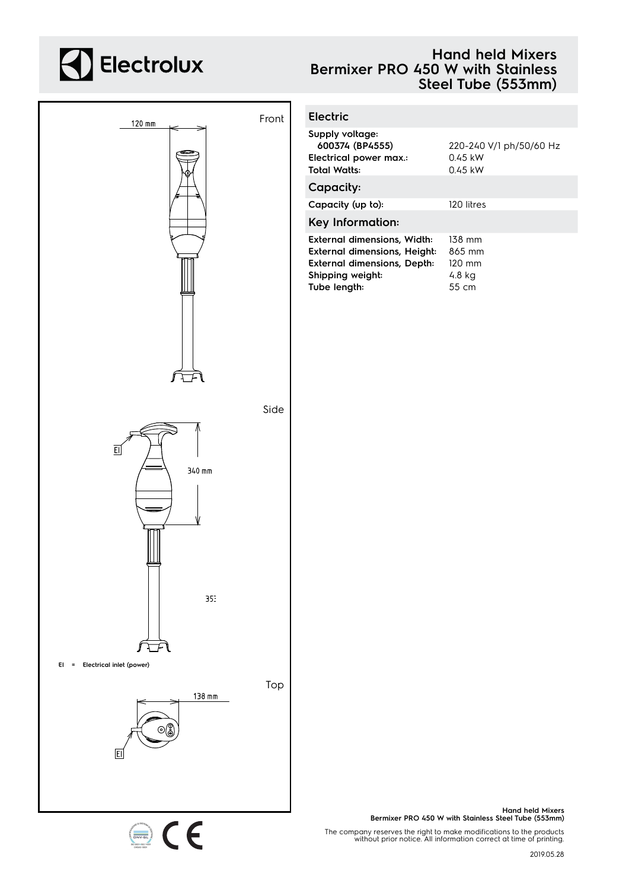# Electrolux

## Hand held Mixers Bermixer PRO 450 W with Stainless Steel Tube (553mm)

Front

120 mm

Side

EI

340 mm

353

EI = Electrical inlet (power)

Top

138 mm

EI

### Electric

| | |
|---|---|
| **Supply voltage:** | |
| **600374 (BP4555)** | 220-240 V/1 ph/50/60 Hz |
| **Electrical power max.:** | 0.45 kW |
| **Total Watts:** | 0.45 kW |

### Capacity:

| | |
|---|---|
| **Capacity (up to):** | 120 litres |

### Key Information:

| | |
|---|---|
| **External dimensions, Width:** | 138 mm |
| **External dimensions, Height:** | 865 mm |
| **External dimensions, Depth:** | 120 mm |
| **Shipping weight:** | 4.8 kg |
| **Tube length:** | 55 cm |

**Hand held Mixers**
**Bermixer PRO 450 W with Stainless Steel Tube (553mm)**

The company reserves the right to make modifications to the products without prior notice. All information correct at time of printing.

2019.05.28